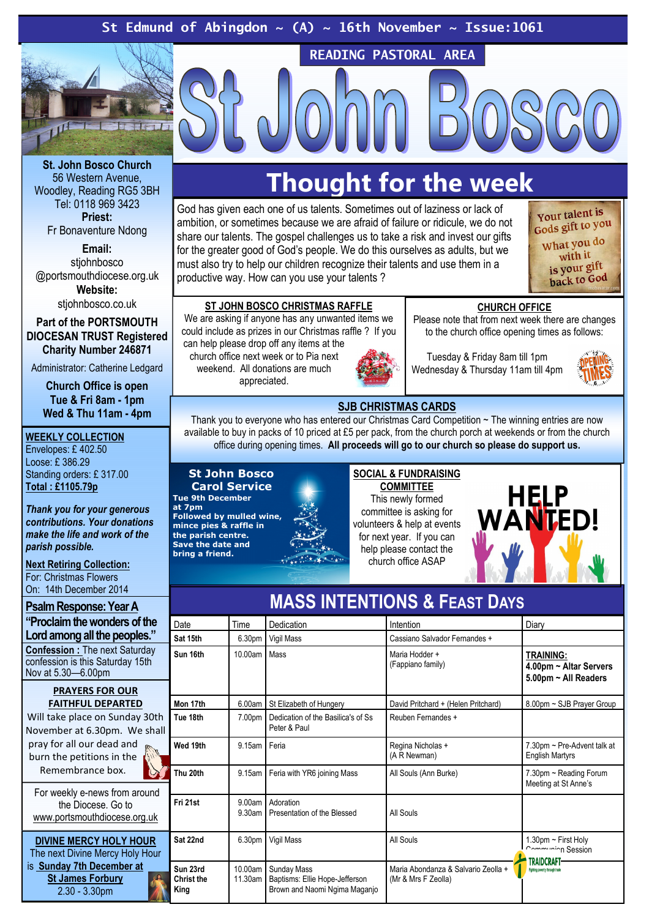St Edmund of Abingdon ~ (A) ~ 16th November ~ Issue:1061

READING PASTORAL AREA

# St John Bosco

**St. John Bosco Church**
56 Western Avenue,
Woodley, Reading RG5 3BH
Tel: 0118 969 3423
**Priest:**
Fr Bonaventure Ndong

**Email:**
stjohnbosco
@portsmouthdiocese.org.uk
**Website:**
stjohnbosco.co.uk

**Part of the PORTSMOUTH DIOCESAN TRUST Registered Charity Number 246871**

Administrator: Catherine Ledgard

**Church Office is open**
**Tue & Fri 8am - 1pm**
**Wed & Thu 11am - 4pm**

**WEEKLY COLLECTION**
Envelopes: £ 402.50
Loose: £ 386.29
Standing orders: £ 317.00
**Total : £1105.79p**

***Thank you for your generous contributions. Your donations make the life and work of the parish possible.***

**Next Retiring Collection:**
For: Christmas Flowers
On: 14th December 2014

**Psalm Response: Year A**
**"Proclaim the wonders of the Lord among all the peoples."**

**Confession :** The next Saturday confession is this Saturday 15th Nov at 5.30—6.00pm

**PRAYERS FOR OUR FAITHFUL DEPARTED**
Will take place on Sunday 30th November at 6.30pm. We shall pray for all our dead and burn the petitions in the Remembrance box.

For weekly e-news from around the Diocese. Go to www.portsmouthdiocese.org.uk

**DIVINE MERCY HOLY HOUR**
The next Divine Mercy Holy Hour is **Sunday 7th December at St James Forbury**
2.30 - 3.30pm

## Thought for the week

God has given each one of us talents. Sometimes out of laziness or lack of ambition, or sometimes because we are afraid of failure or ridicule, we do not share our talents. The gospel challenges us to take a risk and invest our gifts for the greater good of God's people. We do this ourselves as adults, but we must also try to help our children recognize their talents and use them in a productive way. How can you use your talents ?

Your talent is Gods gift to you
What you do with it is your gift back to God

**ST JOHN BOSCO CHRISTMAS RAFFLE**
We are asking if anyone has any unwanted items we could include as prizes in our Christmas raffle ? If you can help please drop off any items at the church office next week or to Pia next weekend. All donations are much appreciated.

**CHURCH OFFICE**
Please note that from next week there are changes to the church office opening times as follows:

Tuesday & Friday 8am till 1pm
Wednesday & Thursday 11am till 4pm

**SJB CHRISTMAS CARDS**
Thank you to everyone who has entered our Christmas Card Competition ~ The winning entries are now available to buy in packs of 10 priced at £5 per pack, from the church porch at weekends or from the church office during opening times. **All proceeds will go to our church so please do support us.**

**St John Bosco Carol Service**
**Tue 9th December at 7pm**
**Followed by mulled wine, mince pies & raffle in the parish centre.**
**Save the date and bring a friend.**

**SOCIAL & FUNDRAISING COMMITTEE**
This newly formed committee is asking for volunteers & help at events for next year. If you can help please contact the church office ASAP

HELP WANTED!

## MASS INTENTIONS & FEAST DAYS

| Date | Time | Dedication | Intention | Diary |
|---|---|---|---|---|
| **Sat 15th** | 6.30pm | Vigil Mass | Cassiano Salvador Fernandes + | |
| **Sun 16th** | 10.00am | Mass | Maria Hodder + (Fappiano family) | **TRAINING:** **4.00pm ~ Altar Servers** **5.00pm ~ All Readers** |
| **Mon 17th** | 6.00am | St Elizabeth of Hungery | David Pritchard + (Helen Pritchard) | 8.00pm ~ SJB Prayer Group |
| **Tue 18th** | 7.00pm | Dedication of the Basilica's of Ss Peter & Paul | Reuben Fernandes + | |
| **Wed 19th** | 9.15am | Feria | Regina Nicholas + (A R Newman) | 7.30pm ~ Pre-Advent talk at English Martyrs |
| **Thu 20th** | 9.15am | Feria with YR6 joining Mass | All Souls (Ann Burke) | 7.30pm ~ Reading Forum Meeting at St Anne's |
| **Fri 21st** | 9.00am 9.30am | Adoration Presentation of the Blessed | All Souls | |
| **Sat 22nd** | 6.30pm | Vigil Mass | All Souls | 1.30pm ~ First Holy Communion Session |
| **Sun 23rd Christ the King** | 10.00am 11.30am | Sunday Mass Baptisms: Ellie Hope-Jefferson Brown and Naomi Ngima Maganjo | Maria Abondanza & Salvario Zeolla + (Mr & Mrs F Zeolla) | |

TRAIDCRAFT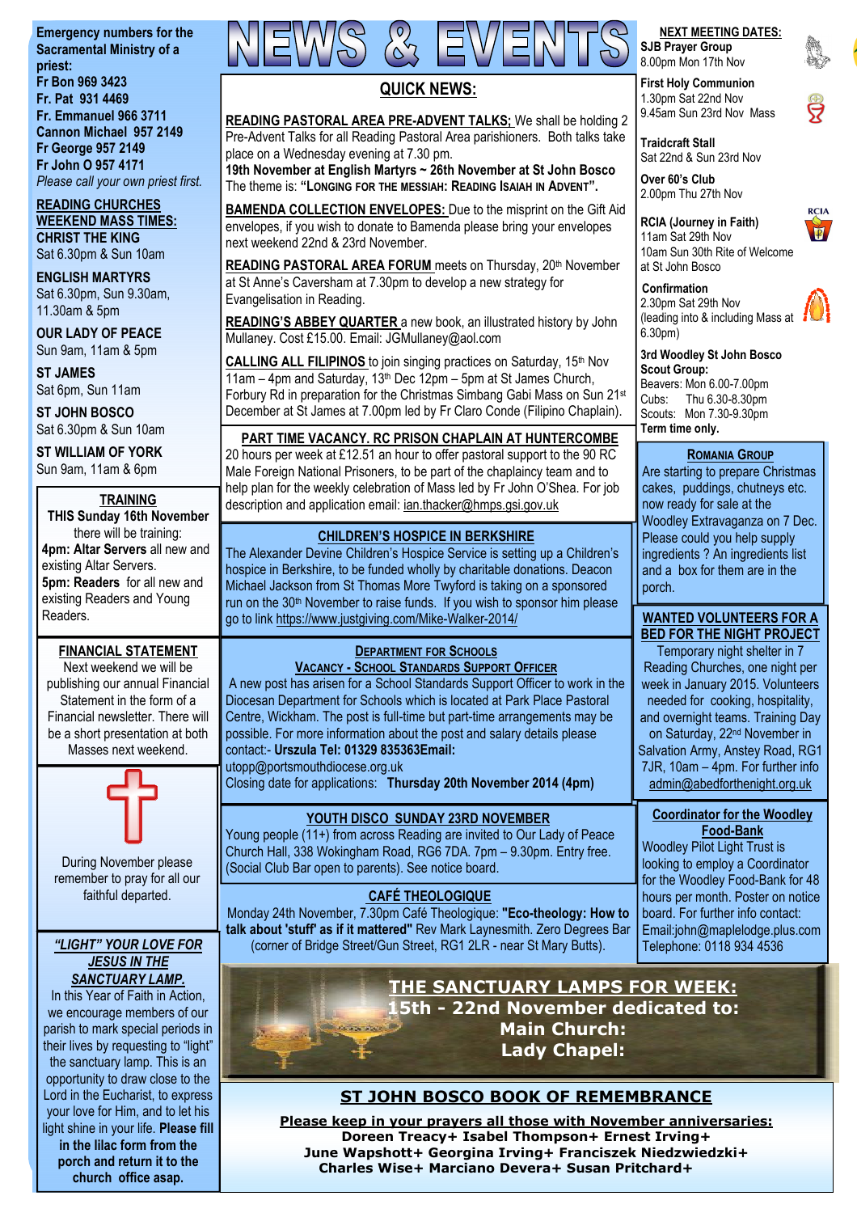# NEWS & EVENTS

**Emergency numbers for the Sacramental Ministry of a priest:**
**Fr Bon 969 3423**
**Fr. Pat 931 4469**
**Fr. Emmanuel 966 3711**
**Cannon Michael 957 2149**
**Fr George 957 2149**
**Fr John O 957 4171**
*Please call your own priest first.*

**READING CHURCHES WEEKEND MASS TIMES:**

**CHRIST THE KING**
Sat 6.30pm & Sun 10am

**ENGLISH MARTYRS**
Sat 6.30pm, Sun 9.30am, 11.30am & 5pm

**OUR LADY OF PEACE**
Sun 9am, 11am & 5pm

**ST JAMES**
Sat 6pm, Sun 11am

**ST JOHN BOSCO**
Sat 6.30pm & Sun 10am

**ST WILLIAM OF YORK**
Sun 9am, 11am & 6pm

## TRAINING

**THIS Sunday 16th November** there will be training:
**4pm: Altar Servers** all new and existing Altar Servers.
**5pm: Readers** for all new and existing Readers and Young Readers.

## FINANCIAL STATEMENT

Next weekend we will be publishing our annual Financial Statement in the form of a Financial newsletter. There will be a short presentation at both Masses next weekend.

During November please remember to pray for all our faithful departed.

## *"LIGHT" YOUR LOVE FOR JESUS IN THE SANCTUARY LAMP.*

In this Year of Faith in Action, we encourage members of our parish to mark special periods in their lives by requesting to "light" the sanctuary lamp. This is an opportunity to draw close to the Lord in the Eucharist, to express your love for Him, and to let his light shine in your life. **Please fill in the lilac form from the porch and return it to the church office asap.**

## QUICK NEWS:

**READING PASTORAL AREA PRE-ADVENT TALKS;** We shall be holding 2 Pre-Advent Talks for all Reading Pastoral Area parishioners. Both talks take place on a Wednesday evening at 7.30 pm.
**19th November at English Martyrs ~ 26th November at St John Bosco**
The theme is: **"LONGING FOR THE MESSIAH: READING ISAIAH IN ADVENT".**

**BAMENDA COLLECTION ENVELOPES:** Due to the misprint on the Gift Aid envelopes, if you wish to donate to Bamenda please bring your envelopes next weekend 22nd & 23rd November.

**READING PASTORAL AREA FORUM** meets on Thursday, 20th November at St Anne's Caversham at 7.30pm to develop a new strategy for Evangelisation in Reading.

**READING'S ABBEY QUARTER** a new book, an illustrated history by John Mullaney. Cost £15.00. Email: JGMullaney@aol.com

**CALLING ALL FILIPINOS** to join singing practices on Saturday, 15th Nov 11am – 4pm and Saturday, 13th Dec 12pm – 5pm at St James Church, Forbury Rd in preparation for the Christmas Simbang Gabi Mass on Sun 21st December at St James at 7.00pm led by Fr Claro Conde (Filipino Chaplain).

## PART TIME VACANCY. RC PRISON CHAPLAIN AT HUNTERCOMBE

20 hours per week at £12.51 an hour to offer pastoral support to the 90 RC Male Foreign National Prisoners, to be part of the chaplaincy team and to help plan for the weekly celebration of Mass led by Fr John O'Shea. For job description and application email: ian.thacker@hmps.gsi.gov.uk

## CHILDREN'S HOSPICE IN BERKSHIRE

The Alexander Devine Children's Hospice Service is setting up a Children's hospice in Berkshire, to be funded wholly by charitable donations. Deacon Michael Jackson from St Thomas More Twyford is taking on a sponsored run on the 30th November to raise funds. If you wish to sponsor him please go to link https://www.justgiving.com/Mike-Walker-2014/

## DEPARTMENT FOR SCHOOLS
## VACANCY - SCHOOL STANDARDS SUPPORT OFFICER

A new post has arisen for a School Standards Support Officer to work in the Diocesan Department for Schools which is located at Park Place Pastoral Centre, Wickham. The post is full-time but part-time arrangements may be possible. For more information about the post and salary details please contact:- **Urszula Tel: 01329 835363Email:** utopp@portsmouthdiocese.org.uk
Closing date for applications: **Thursday 20th November 2014 (4pm)**

## YOUTH DISCO SUNDAY 23RD NOVEMBER

Young people (11+) from across Reading are invited to Our Lady of Peace Church Hall, 338 Wokingham Road, RG6 7DA. 7pm – 9.30pm. Entry free. (Social Club Bar open to parents). See notice board.

## CAFÉ THEOLOGIQUE

Monday 24th November, 7.30pm Café Theologique: **"Eco-theology: How to talk about 'stuff' as if it mattered"** Rev Mark Laynesmith. Zero Degrees Bar (corner of Bridge Street/Gun Street, RG1 2LR - near St Mary Butts).

## NEXT MEETING DATES:

**SJB Prayer Group**
8.00pm Mon 17th Nov

**First Holy Communion**
1.30pm Sat 22nd Nov
9.45am Sun 23rd Nov Mass

**Traidcraft Stall**
Sat 22nd & Sun 23rd Nov

**Over 60's Club**
2.00pm Thu 27th Nov

**RCIA (Journey in Faith)**
11am Sat 29th Nov
10am Sun 30th Rite of Welcome at St John Bosco

**Confirmation**
2.30pm Sat 29th Nov
(leading into & including Mass at 6.30pm)

**3rd Woodley St John Bosco Scout Group:**
Beavers: Mon 6.00-7.00pm
Cubs: Thu 6.30-8.30pm
Scouts: Mon 7.30-9.30pm
**Term time only.**

## ROMANIA GROUP

Are starting to prepare Christmas cakes, puddings, chutneys etc. now ready for sale at the Woodley Extravaganza on 7 Dec. Please could you help supply ingredients ? An ingredients list and a box for them are in the porch.

## WANTED VOLUNTEERS FOR A BED FOR THE NIGHT PROJECT

Temporary night shelter in 7 Reading Churches, one night per week in January 2015. Volunteers needed for cooking, hospitality, and overnight teams. Training Day on Saturday, 22nd November in Salvation Army, Anstey Road, RG1 7JR, 10am – 4pm. For further info admin@abedforthenight.org.uk

## Coordinator for the Woodley Food-Bank

Woodley Pilot Light Trust is looking to employ a Coordinator for the Woodley Food-Bank for 48 hours per month. Poster on notice board. For further info contact: Email:john@maplelodge.plus.com Telephone: 0118 934 4536

## THE SANCTUARY LAMPS FOR WEEK:
**15th - 22nd November dedicated to:**
**Main Church:**
**Lady Chapel:**

## ST JOHN BOSCO BOOK OF REMEMBRANCE

**Please keep in your prayers all those with November anniversaries:**
**Doreen Treacy+ Isabel Thompson+ Ernest Irving+**
**June Wapshott+ Georgina Irving+ Franciszek Niedzwiedzki+**
**Charles Wise+ Marciano Devera+ Susan Pritchard+**